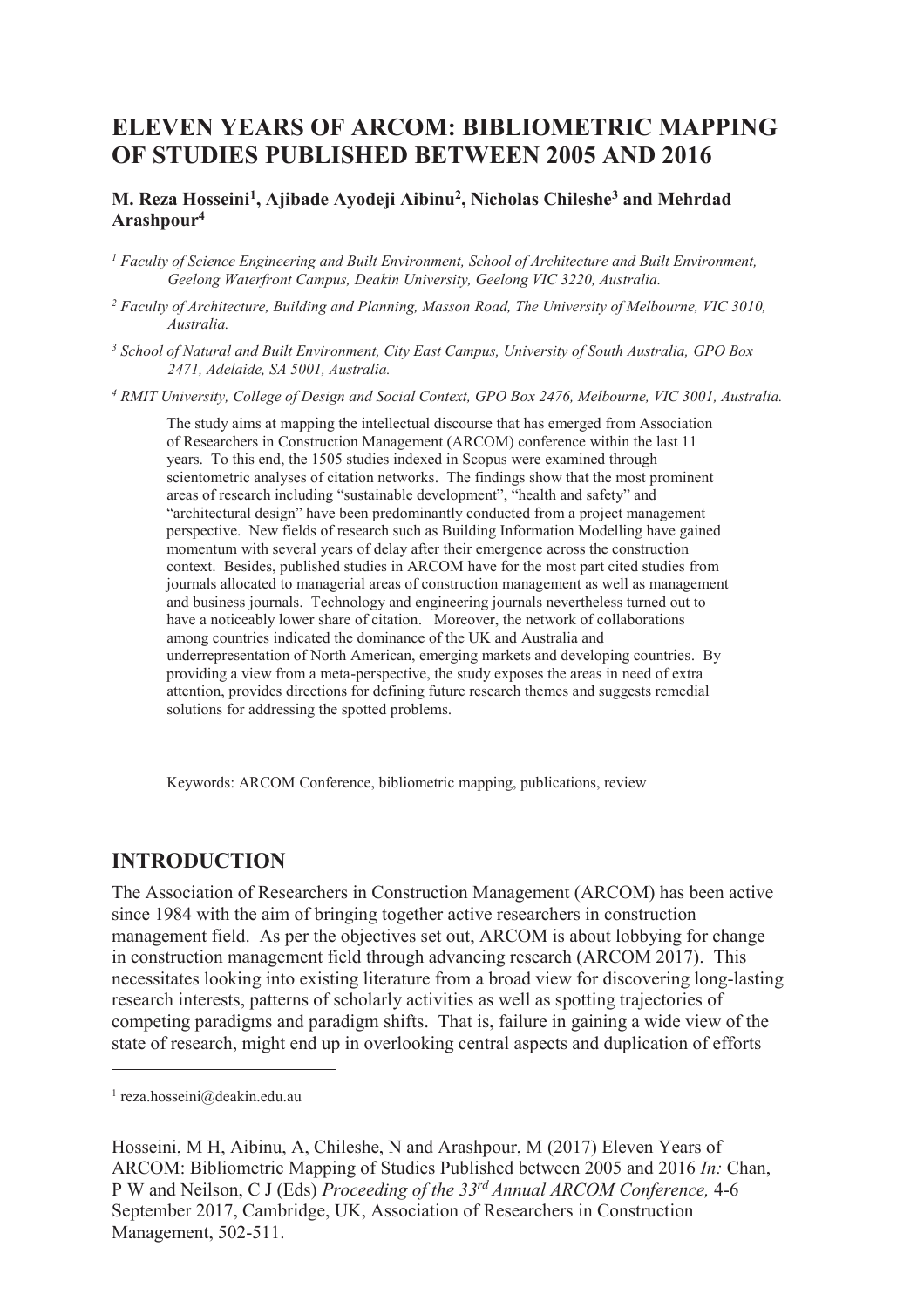# ELEVEN YEARS OF ARCOM: BIBLIOMETRIC MAPPING OF STUDIES PUBLISHED BETWEEN 2005 AND 2016

**M. Reza Hosseini[1], Ajibade Ayodeji Aibinu[2], Nicholas Chileshe[3] and Mehrdad Arashpour[4]**

[1] *Faculty of Science Engineering and Built Environment, School of Architecture and Built Environment, Geelong Waterfront Campus, Deakin University, Geelong VIC 3220, Australia.*

[2] *Faculty of Architecture, Building and Planning, Masson Road, The University of Melbourne, VIC 3010, Australia.*

[3] *School of Natural and Built Environment, City East Campus, University of South Australia, GPO Box 2471, Adelaide, SA 5001, Australia.*

[4] *RMIT University, College of Design and Social Context, GPO Box 2476, Melbourne, VIC 3001, Australia.*

The study aims at mapping the intellectual discourse that has emerged from Association of Researchers in Construction Management (ARCOM) conference within the last 11 years. To this end, the 1505 studies indexed in Scopus were examined through scientometric analyses of citation networks. The findings show that the most prominent areas of research including "sustainable development", "health and safety" and "architectural design" have been predominantly conducted from a project management perspective. New fields of research such as Building Information Modelling have gained momentum with several years of delay after their emergence across the construction context. Besides, published studies in ARCOM have for the most part cited studies from journals allocated to managerial areas of construction management as well as management and business journals. Technology and engineering journals nevertheless turned out to have a noticeably lower share of citation. Moreover, the network of collaborations among countries indicated the dominance of the UK and Australia and underrepresentation of North American, emerging markets and developing countries. By providing a view from a meta-perspective, the study exposes the areas in need of extra attention, provides directions for defining future research themes and suggests remedial solutions for addressing the spotted problems.

Keywords: ARCOM Conference, bibliometric mapping, publications, review

## INTRODUCTION

The Association of Researchers in Construction Management (ARCOM) has been active since 1984 with the aim of bringing together active researchers in construction management field. As per the objectives set out, ARCOM is about lobbying for change in construction management field through advancing research (ARCOM 2017). This necessitates looking into existing literature from a broad view for discovering long-lasting research interests, patterns of scholarly activities as well as spotting trajectories of competing paradigms and paradigm shifts. That is, failure in gaining a wide view of the state of research, might end up in overlooking central aspects and duplication of efforts

[1] reza.hosseini@deakin.edu.au

Hosseini, M H, Aibinu, A, Chileshe, N and Arashpour, M (2017) Eleven Years of ARCOM: Bibliometric Mapping of Studies Published between 2005 and 2016 *In:* Chan, P W and Neilson, C J (Eds) *Proceeding of the 33rd Annual ARCOM Conference,* 4-6 September 2017, Cambridge, UK, Association of Researchers in Construction Management, 502-511.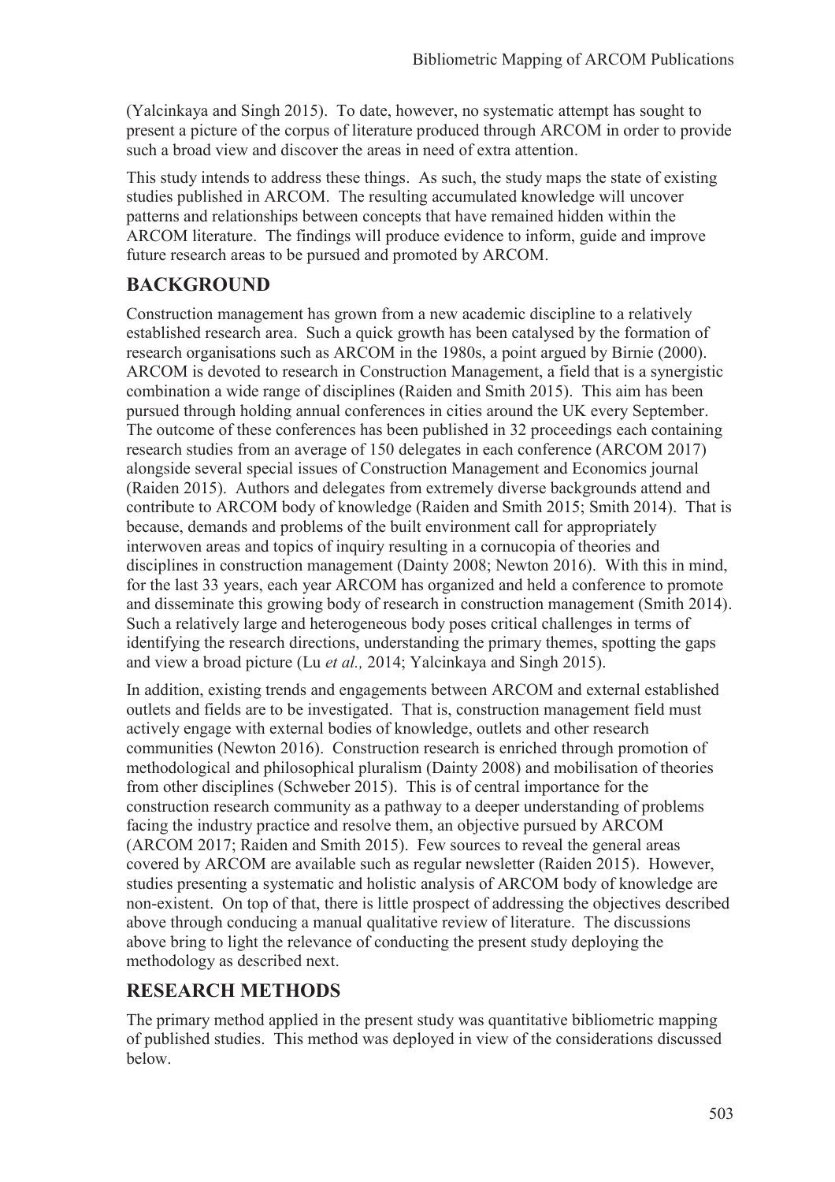(Yalcinkaya and Singh 2015). To date, however, no systematic attempt has sought to present a picture of the corpus of literature produced through ARCOM in order to provide such a broad view and discover the areas in need of extra attention.

This study intends to address these things. As such, the study maps the state of existing studies published in ARCOM. The resulting accumulated knowledge will uncover patterns and relationships between concepts that have remained hidden within the ARCOM literature. The findings will produce evidence to inform, guide and improve future research areas to be pursued and promoted by ARCOM.

## BACKGROUND

Construction management has grown from a new academic discipline to a relatively established research area. Such a quick growth has been catalysed by the formation of research organisations such as ARCOM in the 1980s, a point argued by Birnie (2000). ARCOM is devoted to research in Construction Management, a field that is a synergistic combination a wide range of disciplines (Raiden and Smith 2015). This aim has been pursued through holding annual conferences in cities around the UK every September. The outcome of these conferences has been published in 32 proceedings each containing research studies from an average of 150 delegates in each conference (ARCOM 2017) alongside several special issues of Construction Management and Economics journal (Raiden 2015). Authors and delegates from extremely diverse backgrounds attend and contribute to ARCOM body of knowledge (Raiden and Smith 2015; Smith 2014). That is because, demands and problems of the built environment call for appropriately interwoven areas and topics of inquiry resulting in a cornucopia of theories and disciplines in construction management (Dainty 2008; Newton 2016). With this in mind, for the last 33 years, each year ARCOM has organized and held a conference to promote and disseminate this growing body of research in construction management (Smith 2014). Such a relatively large and heterogeneous body poses critical challenges in terms of identifying the research directions, understanding the primary themes, spotting the gaps and view a broad picture (Lu *et al.,* 2014; Yalcinkaya and Singh 2015).

In addition, existing trends and engagements between ARCOM and external established outlets and fields are to be investigated. That is, construction management field must actively engage with external bodies of knowledge, outlets and other research communities (Newton 2016). Construction research is enriched through promotion of methodological and philosophical pluralism (Dainty 2008) and mobilisation of theories from other disciplines (Schweber 2015). This is of central importance for the construction research community as a pathway to a deeper understanding of problems facing the industry practice and resolve them, an objective pursued by ARCOM (ARCOM 2017; Raiden and Smith 2015). Few sources to reveal the general areas covered by ARCOM are available such as regular newsletter (Raiden 2015). However, studies presenting a systematic and holistic analysis of ARCOM body of knowledge are non-existent. On top of that, there is little prospect of addressing the objectives described above through conducing a manual qualitative review of literature. The discussions above bring to light the relevance of conducting the present study deploying the methodology as described next.

## RESEARCH METHODS

The primary method applied in the present study was quantitative bibliometric mapping of published studies. This method was deployed in view of the considerations discussed below.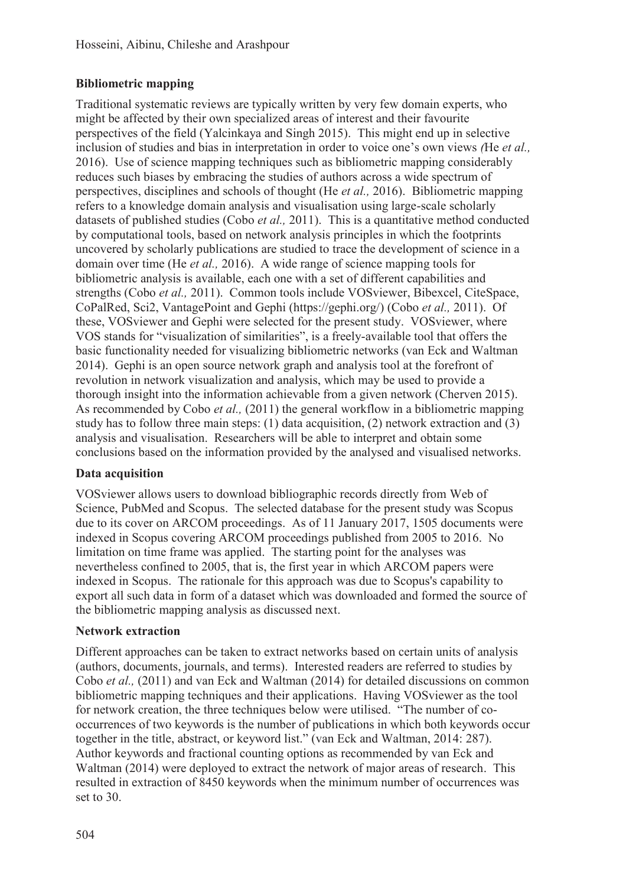## Bibliometric mapping

Traditional systematic reviews are typically written by very few domain experts, who might be affected by their own specialized areas of interest and their favourite perspectives of the field (Yalcinkaya and Singh 2015). This might end up in selective inclusion of studies and bias in interpretation in order to voice one's own views *(*He *et al.,* 2016). Use of science mapping techniques such as bibliometric mapping considerably reduces such biases by embracing the studies of authors across a wide spectrum of perspectives, disciplines and schools of thought (He *et al.,* 2016). Bibliometric mapping refers to a knowledge domain analysis and visualisation using large-scale scholarly datasets of published studies (Cobo *et al.,* 2011). This is a quantitative method conducted by computational tools, based on network analysis principles in which the footprints uncovered by scholarly publications are studied to trace the development of science in a domain over time (He *et al.,* 2016). A wide range of science mapping tools for bibliometric analysis is available, each one with a set of different capabilities and strengths (Cobo *et al.,* 2011). Common tools include VOSviewer, Bibexcel, CiteSpace, CoPalRed, Sci2, VantagePoint and Gephi (https://gephi.org/) (Cobo *et al.,* 2011). Of these, VOSviewer and Gephi were selected for the present study. VOSviewer, where VOS stands for "visualization of similarities", is a freely-available tool that offers the basic functionality needed for visualizing bibliometric networks (van Eck and Waltman 2014). Gephi is an open source network graph and analysis tool at the forefront of revolution in network visualization and analysis, which may be used to provide a thorough insight into the information achievable from a given network (Cherven 2015). As recommended by Cobo *et al.,* (2011) the general workflow in a bibliometric mapping study has to follow three main steps: (1) data acquisition, (2) network extraction and (3) analysis and visualisation. Researchers will be able to interpret and obtain some conclusions based on the information provided by the analysed and visualised networks.

## Data acquisition

VOSviewer allows users to download bibliographic records directly from Web of Science, PubMed and Scopus. The selected database for the present study was Scopus due to its cover on ARCOM proceedings. As of 11 January 2017, 1505 documents were indexed in Scopus covering ARCOM proceedings published from 2005 to 2016. No limitation on time frame was applied. The starting point for the analyses was nevertheless confined to 2005, that is, the first year in which ARCOM papers were indexed in Scopus. The rationale for this approach was due to Scopus's capability to export all such data in form of a dataset which was downloaded and formed the source of the bibliometric mapping analysis as discussed next.

## Network extraction

Different approaches can be taken to extract networks based on certain units of analysis (authors, documents, journals, and terms). Interested readers are referred to studies by Cobo *et al.,* (2011) and van Eck and Waltman (2014) for detailed discussions on common bibliometric mapping techniques and their applications. Having VOSviewer as the tool for network creation, the three techniques below were utilised. "The number of co-occurrences of two keywords is the number of publications in which both keywords occur together in the title, abstract, or keyword list." (van Eck and Waltman, 2014: 287). Author keywords and fractional counting options as recommended by van Eck and Waltman (2014) were deployed to extract the network of major areas of research. This resulted in extraction of 8450 keywords when the minimum number of occurrences was set to 30.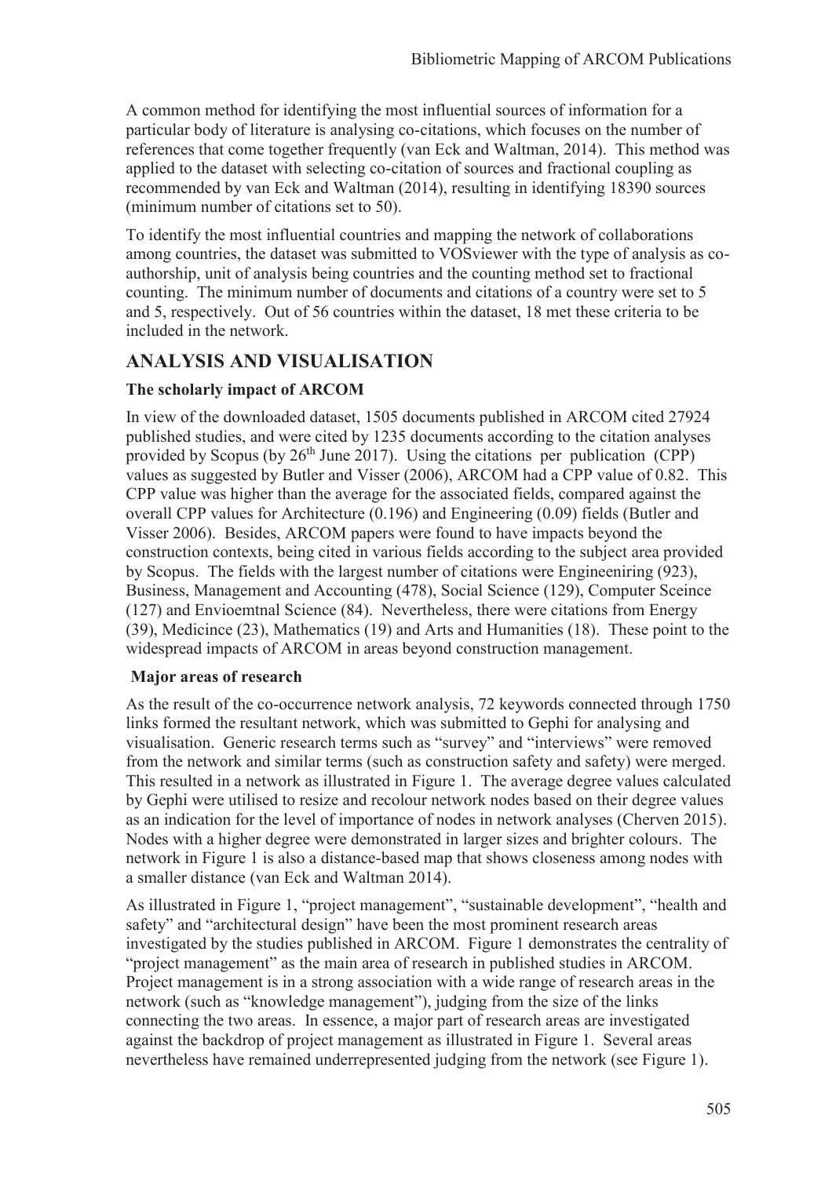A common method for identifying the most influential sources of information for a particular body of literature is analysing co-citations, which focuses on the number of references that come together frequently (van Eck and Waltman, 2014). This method was applied to the dataset with selecting co-citation of sources and fractional coupling as recommended by van Eck and Waltman (2014), resulting in identifying 18390 sources (minimum number of citations set to 50).

To identify the most influential countries and mapping the network of collaborations among countries, the dataset was submitted to VOSviewer with the type of analysis as co-authorship, unit of analysis being countries and the counting method set to fractional counting. The minimum number of documents and citations of a country were set to 5 and 5, respectively. Out of 56 countries within the dataset, 18 met these criteria to be included in the network.

## ANALYSIS AND VISUALISATION

### The scholarly impact of ARCOM

In view of the downloaded dataset, 1505 documents published in ARCOM cited 27924 published studies, and were cited by 1235 documents according to the citation analyses provided by Scopus (by 26th June 2017). Using the citations per publication (CPP) values as suggested by Butler and Visser (2006), ARCOM had a CPP value of 0.82. This CPP value was higher than the average for the associated fields, compared against the overall CPP values for Architecture (0.196) and Engineering (0.09) fields (Butler and Visser 2006). Besides, ARCOM papers were found to have impacts beyond the construction contexts, being cited in various fields according to the subject area provided by Scopus. The fields with the largest number of citations were Engineeniring (923), Business, Management and Accounting (478), Social Science (129), Computer Sceince (127) and Envioemtnal Science (84). Nevertheless, there were citations from Energy (39), Medicince (23), Mathematics (19) and Arts and Humanities (18). These point to the widespread impacts of ARCOM in areas beyond construction management.

### Major areas of research

As the result of the co-occurrence network analysis, 72 keywords connected through 1750 links formed the resultant network, which was submitted to Gephi for analysing and visualisation. Generic research terms such as "survey" and "interviews" were removed from the network and similar terms (such as construction safety and safety) were merged. This resulted in a network as illustrated in Figure 1. The average degree values calculated by Gephi were utilised to resize and recolour network nodes based on their degree values as an indication for the level of importance of nodes in network analyses (Cherven 2015). Nodes with a higher degree were demonstrated in larger sizes and brighter colours. The network in Figure 1 is also a distance-based map that shows closeness among nodes with a smaller distance (van Eck and Waltman 2014).

As illustrated in Figure 1, "project management", "sustainable development", "health and safety" and "architectural design" have been the most prominent research areas investigated by the studies published in ARCOM. Figure 1 demonstrates the centrality of "project management" as the main area of research in published studies in ARCOM. Project management is in a strong association with a wide range of research areas in the network (such as "knowledge management"), judging from the size of the links connecting the two areas. In essence, a major part of research areas are investigated against the backdrop of project management as illustrated in Figure 1. Several areas nevertheless have remained underrepresented judging from the network (see Figure 1).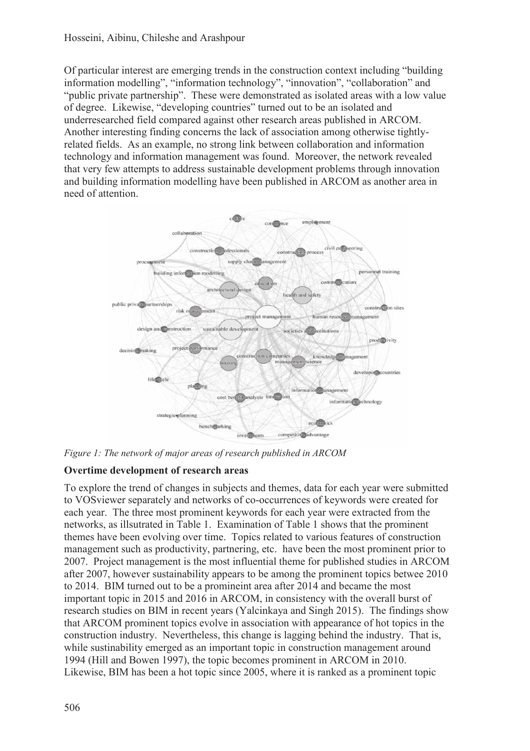Of particular interest are emerging trends in the construction context including "building information modelling", "information technology", "innovation", "collaboration" and "public private partnership". These were demonstrated as isolated areas with a low value of degree. Likewise, "developing countries" turned out to be an isolated and underresearched field compared against other research areas published in ARCOM. Another interesting finding concerns the lack of association among otherwise tightly-related fields. As an example, no strong link between collaboration and information technology and information management was found. Moreover, the network revealed that very few attempts to address sustainable development problems through innovation and building information modelling have been published in ARCOM as another area in need of attention.

*Figure 1: The network of major areas of research published in ARCOM*

**Overtime development of research areas**

To explore the trend of changes in subjects and themes, data for each year were submitted to VOSviewer separately and networks of co-occurrences of keywords were created for each year. The three most prominent keywords for each year were extracted from the networks, as illsutrated in Table 1. Examination of Table 1 shows that the prominent themes have been evolving over time. Topics related to various features of construction management such as productivity, partnering, etc. have been the most prominent prior to 2007. Project management is the most influential theme for published studies in ARCOM after 2007, however sustainability appears to be among the prominent topics betwee 2010 to 2014. BIM turned out to be a promineint area after 2014 and became the most important topic in 2015 and 2016 in ARCOM, in consistency with the overall burst of research studies on BIM in recent years (Yalcinkaya and Singh 2015). The findings show that ARCOM prominent topics evolve in association with appearance of hot topics in the construction industry. Nevertheless, this change is lagging behind the industry. That is, while sustainability emerged as an important topic in construction management around 1994 (Hill and Bowen 1997), the topic becomes prominent in ARCOM in 2010. Likewise, BIM has been a hot topic since 2005, where it is ranked as a prominent topic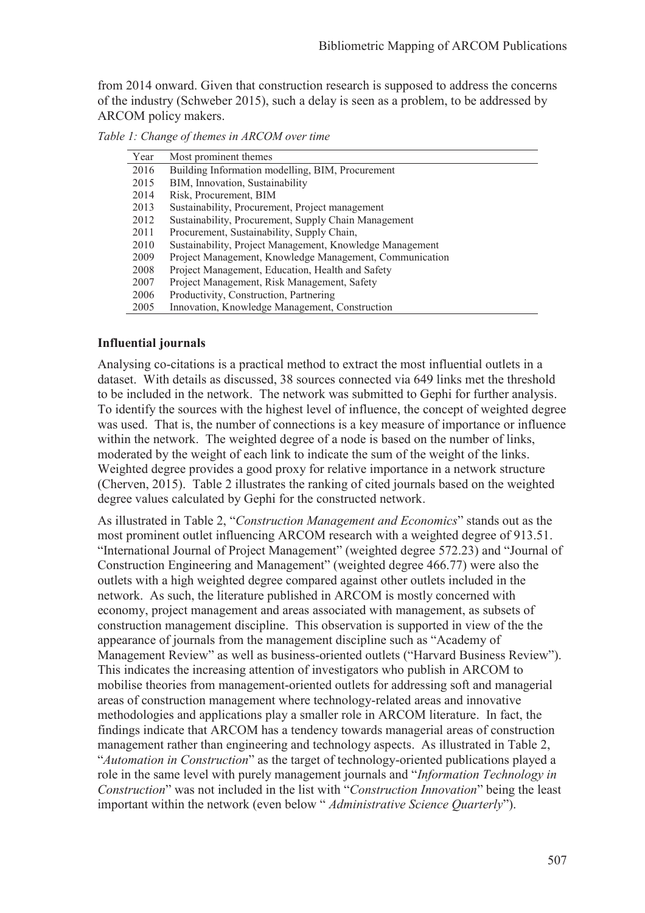from 2014 onward. Given that construction research is supposed to address the concerns of the industry (Schweber 2015), such a delay is seen as a problem, to be addressed by ARCOM policy makers.

*Table 1: Change of themes in ARCOM over time*

| Year | Most prominent themes |
|---|---|
| 2016 | Building Information modelling, BIM, Procurement |
| 2015 | BIM, Innovation, Sustainability |
| 2014 | Risk, Procurement, BIM |
| 2013 | Sustainability, Procurement, Project management |
| 2012 | Sustainability, Procurement, Supply Chain Management |
| 2011 | Procurement, Sustainability, Supply Chain, |
| 2010 | Sustainability, Project Management, Knowledge Management |
| 2009 | Project Management, Knowledge Management, Communication |
| 2008 | Project Management, Education, Health and Safety |
| 2007 | Project Management, Risk Management, Safety |
| 2006 | Productivity, Construction, Partnering |
| 2005 | Innovation, Knowledge Management, Construction |

### Influential journals

Analysing co-citations is a practical method to extract the most influential outlets in a dataset. With details as discussed, 38 sources connected via 649 links met the threshold to be included in the network. The network was submitted to Gephi for further analysis. To identify the sources with the highest level of influence, the concept of weighted degree was used. That is, the number of connections is a key measure of importance or influence within the network. The weighted degree of a node is based on the number of links, moderated by the weight of each link to indicate the sum of the weight of the links. Weighted degree provides a good proxy for relative importance in a network structure (Cherven, 2015). Table 2 illustrates the ranking of cited journals based on the weighted degree values calculated by Gephi for the constructed network.

As illustrated in Table 2, "*Construction Management and Economics*" stands out as the most prominent outlet influencing ARCOM research with a weighted degree of 913.51. "International Journal of Project Management" (weighted degree 572.23) and "Journal of Construction Engineering and Management" (weighted degree 466.77) were also the outlets with a high weighted degree compared against other outlets included in the network. As such, the literature published in ARCOM is mostly concerned with economy, project management and areas associated with management, as subsets of construction management discipline. This observation is supported in view of the the appearance of journals from the management discipline such as "Academy of Management Review" as well as business-oriented outlets ("Harvard Business Review"). This indicates the increasing attention of investigators who publish in ARCOM to mobilise theories from management-oriented outlets for addressing soft and managerial areas of construction management where technology-related areas and innovative methodologies and applications play a smaller role in ARCOM literature. In fact, the findings indicate that ARCOM has a tendency towards managerial areas of construction management rather than engineering and technology aspects. As illustrated in Table 2, "*Automation in Construction*" as the target of technology-oriented publications played a role in the same level with purely management journals and "*Information Technology in Construction*" was not included in the list with "*Construction Innovation*" being the least important within the network (even below " *Administrative Science Quarterly*").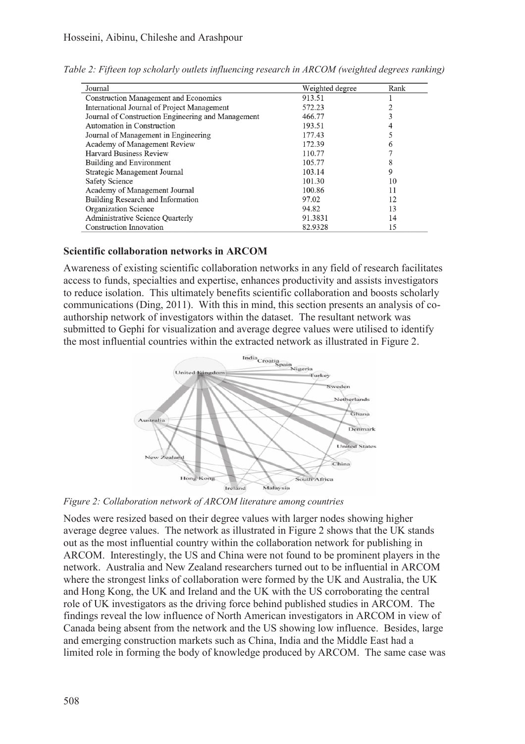*Table 2: Fifteen top scholarly outlets influencing research in ARCOM (weighted degrees ranking)*

| Journal | Weighted degree | Rank |
|---|---|---|
| Construction Management and Economics | 913.51 | 1 |
| International Journal of Project Management | 572.23 | 2 |
| Journal of Construction Engineering and Management | 466.77 | 3 |
| Automation in Construction | 193.51 | 4 |
| Journal of Management in Engineering | 177.43 | 5 |
| Academy of Management Review | 172.39 | 6 |
| Harvard Business Review | 110.77 | 7 |
| Building and Environment | 105.77 | 8 |
| Strategic Management Journal | 103.14 | 9 |
| Safety Science | 101.30 | 10 |
| Academy of Management Journal | 100.86 | 11 |
| Building Research and Information | 97.02 | 12 |
| Organization Science | 94.82 | 13 |
| Administrative Science Quarterly | 91.3831 | 14 |
| Construction Innovation | 82.9328 | 15 |

**Scientific collaboration networks in ARCOM**

Awareness of existing scientific collaboration networks in any field of research facilitates access to funds, specialties and expertise, enhances productivity and assists investigators to reduce isolation. This ultimately benefits scientific collaboration and boosts scholarly communications (Ding, 2011). With this in mind, this section presents an analysis of co-authorship network of investigators within the dataset. The resultant network was submitted to Gephi for visualization and average degree values were utilised to identify the most influential countries within the extracted network as illustrated in Figure 2.

*Figure 2: Collaboration network of ARCOM literature among countries*

Nodes were resized based on their degree values with larger nodes showing higher average degree values. The network as illustrated in Figure 2 shows that the UK stands out as the most influential country within the collaboration network for publishing in ARCOM. Interestingly, the US and China were not found to be prominent players in the network. Australia and New Zealand researchers turned out to be influential in ARCOM where the strongest links of collaboration were formed by the UK and Australia, the UK and Hong Kong, the UK and Ireland and the UK with the US corroborating the central role of UK investigators as the driving force behind published studies in ARCOM. The findings reveal the low influence of North American investigators in ARCOM in view of Canada being absent from the network and the US showing low influence. Besides, large and emerging construction markets such as China, India and the Middle East had a limited role in forming the body of knowledge produced by ARCOM. The same case was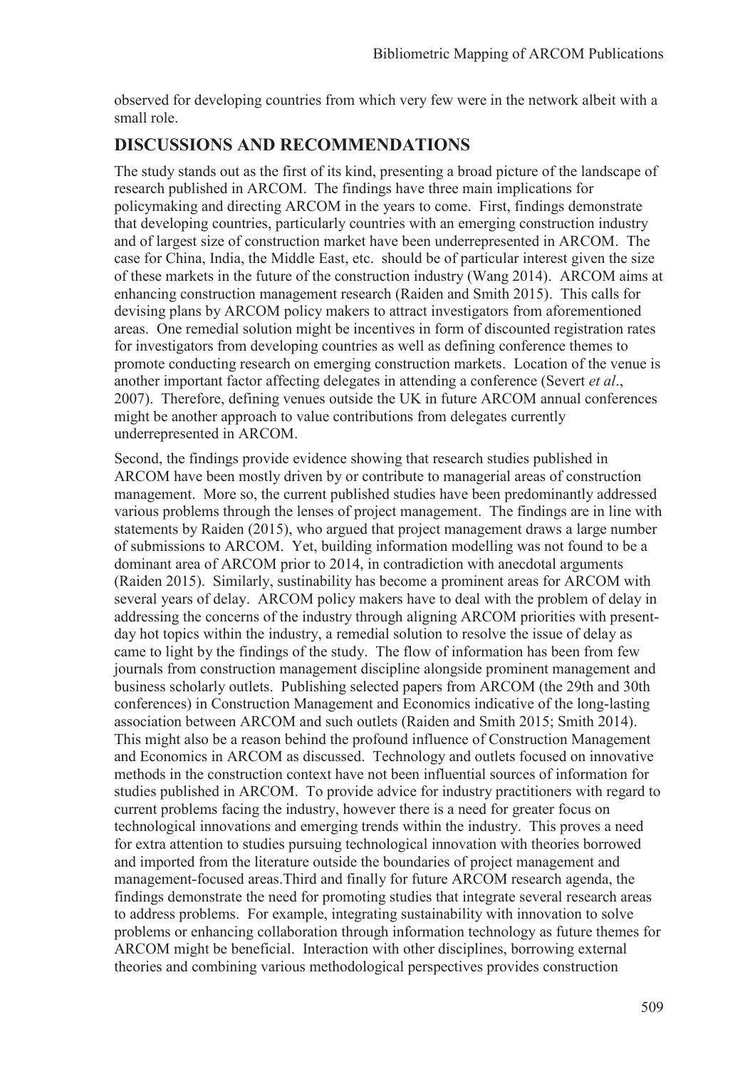observed for developing countries from which very few were in the network albeit with a small role.

## DISCUSSIONS AND RECOMMENDATIONS

The study stands out as the first of its kind, presenting a broad picture of the landscape of research published in ARCOM. The findings have three main implications for policymaking and directing ARCOM in the years to come. First, findings demonstrate that developing countries, particularly countries with an emerging construction industry and of largest size of construction market have been underrepresented in ARCOM. The case for China, India, the Middle East, etc. should be of particular interest given the size of these markets in the future of the construction industry (Wang 2014). ARCOM aims at enhancing construction management research (Raiden and Smith 2015). This calls for devising plans by ARCOM policy makers to attract investigators from aforementioned areas. One remedial solution might be incentives in form of discounted registration rates for investigators from developing countries as well as defining conference themes to promote conducting research on emerging construction markets. Location of the venue is another important factor affecting delegates in attending a conference (Severt *et al*., 2007). Therefore, defining venues outside the UK in future ARCOM annual conferences might be another approach to value contributions from delegates currently underrepresented in ARCOM.

Second, the findings provide evidence showing that research studies published in ARCOM have been mostly driven by or contribute to managerial areas of construction management. More so, the current published studies have been predominantly addressed various problems through the lenses of project management. The findings are in line with statements by Raiden (2015), who argued that project management draws a large number of submissions to ARCOM. Yet, building information modelling was not found to be a dominant area of ARCOM prior to 2014, in contradiction with anecdotal arguments (Raiden 2015). Similarly, sustainability has become a prominent areas for ARCOM with several years of delay. ARCOM policy makers have to deal with the problem of delay in addressing the concerns of the industry through aligning ARCOM priorities with present-day hot topics within the industry, a remedial solution to resolve the issue of delay as came to light by the findings of the study. The flow of information has been from few journals from construction management discipline alongside prominent management and business scholarly outlets. Publishing selected papers from ARCOM (the 29th and 30th conferences) in Construction Management and Economics indicative of the long-lasting association between ARCOM and such outlets (Raiden and Smith 2015; Smith 2014). This might also be a reason behind the profound influence of Construction Management and Economics in ARCOM as discussed. Technology and outlets focused on innovative methods in the construction context have not been influential sources of information for studies published in ARCOM. To provide advice for industry practitioners with regard to current problems facing the industry, however there is a need for greater focus on technological innovations and emerging trends within the industry. This proves a need for extra attention to studies pursuing technological innovation with theories borrowed and imported from the literature outside the boundaries of project management and management-focused areas.Third and finally for future ARCOM research agenda, the findings demonstrate the need for promoting studies that integrate several research areas to address problems. For example, integrating sustainability with innovation to solve problems or enhancing collaboration through information technology as future themes for ARCOM might be beneficial. Interaction with other disciplines, borrowing external theories and combining various methodological perspectives provides construction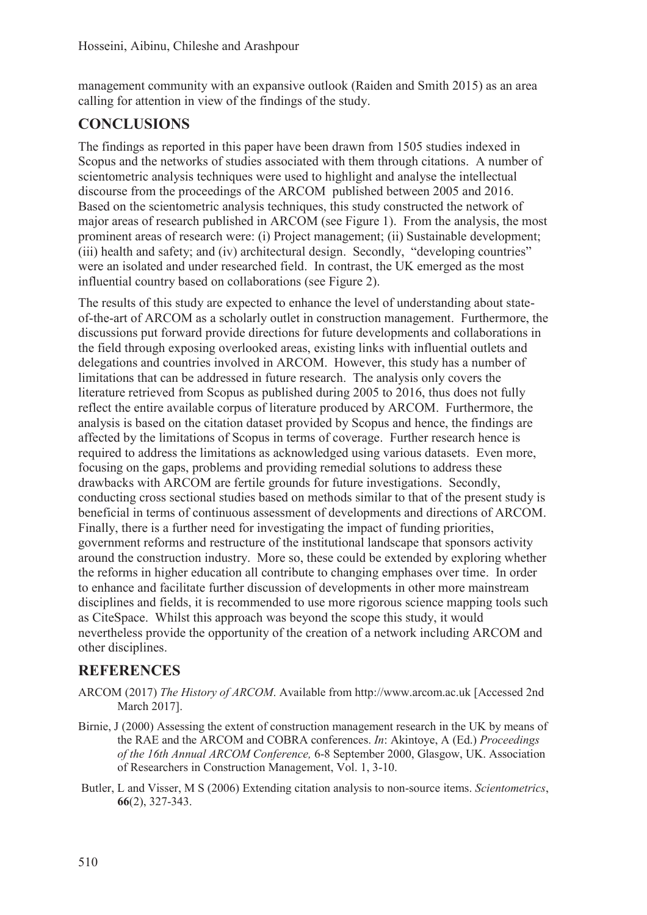management community with an expansive outlook (Raiden and Smith 2015) as an area calling for attention in view of the findings of the study.

## CONCLUSIONS

The findings as reported in this paper have been drawn from 1505 studies indexed in Scopus and the networks of studies associated with them through citations. A number of scientometric analysis techniques were used to highlight and analyse the intellectual discourse from the proceedings of the ARCOM published between 2005 and 2016. Based on the scientometric analysis techniques, this study constructed the network of major areas of research published in ARCOM (see Figure 1). From the analysis, the most prominent areas of research were: (i) Project management; (ii) Sustainable development; (iii) health and safety; and (iv) architectural design. Secondly, "developing countries" were an isolated and under researched field. In contrast, the UK emerged as the most influential country based on collaborations (see Figure 2).

The results of this study are expected to enhance the level of understanding about state-of-the-art of ARCOM as a scholarly outlet in construction management. Furthermore, the discussions put forward provide directions for future developments and collaborations in the field through exposing overlooked areas, existing links with influential outlets and delegations and countries involved in ARCOM. However, this study has a number of limitations that can be addressed in future research. The analysis only covers the literature retrieved from Scopus as published during 2005 to 2016, thus does not fully reflect the entire available corpus of literature produced by ARCOM. Furthermore, the analysis is based on the citation dataset provided by Scopus and hence, the findings are affected by the limitations of Scopus in terms of coverage. Further research hence is required to address the limitations as acknowledged using various datasets. Even more, focusing on the gaps, problems and providing remedial solutions to address these drawbacks with ARCOM are fertile grounds for future investigations. Secondly, conducting cross sectional studies based on methods similar to that of the present study is beneficial in terms of continuous assessment of developments and directions of ARCOM. Finally, there is a further need for investigating the impact of funding priorities, government reforms and restructure of the institutional landscape that sponsors activity around the construction industry. More so, these could be extended by exploring whether the reforms in higher education all contribute to changing emphases over time. In order to enhance and facilitate further discussion of developments in other more mainstream disciplines and fields, it is recommended to use more rigorous science mapping tools such as CiteSpace. Whilst this approach was beyond the scope this study, it would nevertheless provide the opportunity of the creation of a network including ARCOM and other disciplines.

## REFERENCES

ARCOM (2017) *The History of ARCOM*. Available from http://www.arcom.ac.uk [Accessed 2nd March 2017].

Birnie, J (2000) Assessing the extent of construction management research in the UK by means of the RAE and the ARCOM and COBRA conferences. *In*: Akintoye, A (Ed.) *Proceedings of the 16th Annual ARCOM Conference,* 6-8 September 2000, Glasgow, UK. Association of Researchers in Construction Management, Vol. 1, 3-10.

Butler, L and Visser, M S (2006) Extending citation analysis to non-source items. *Scientometrics*, **66**(2), 327-343.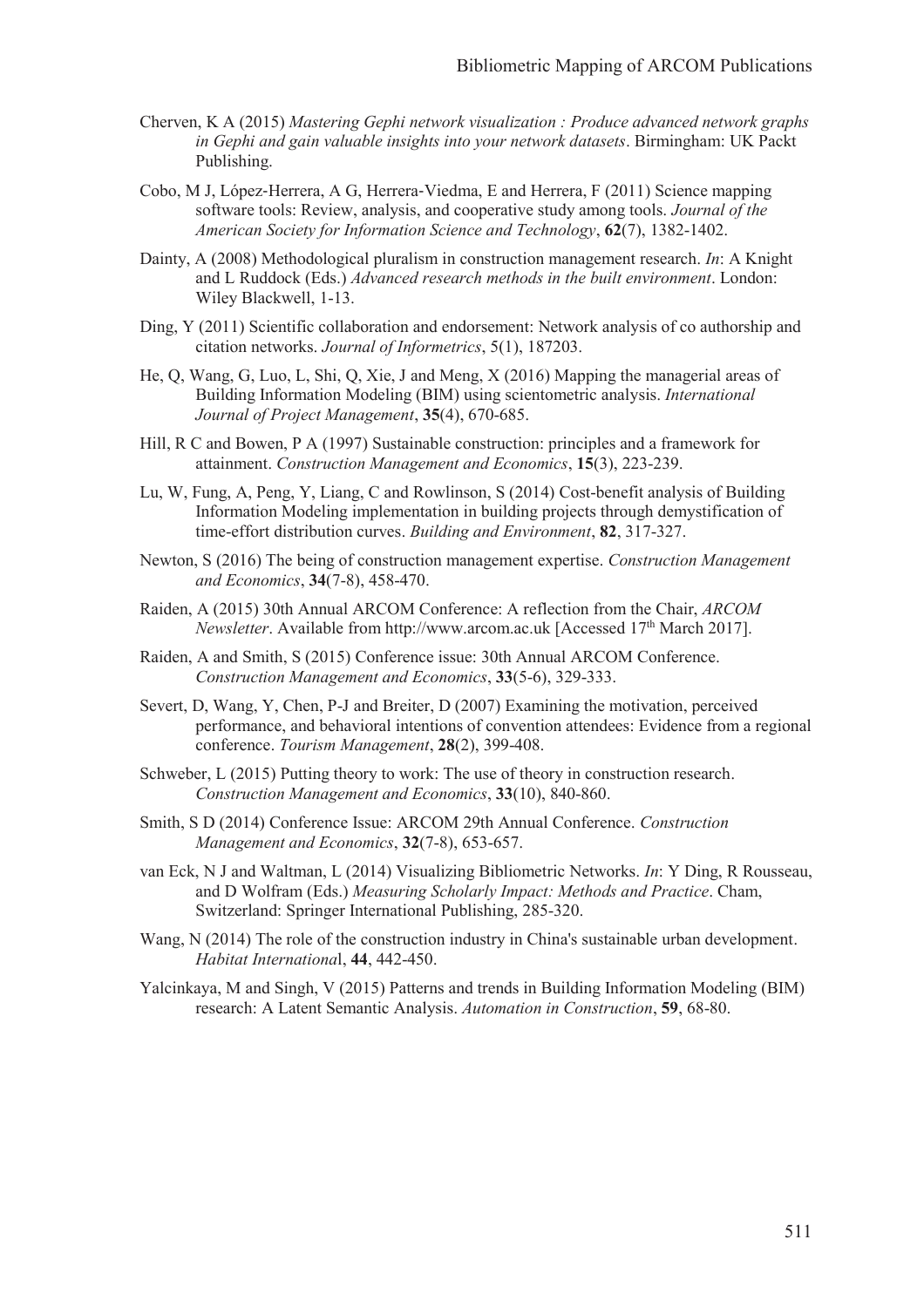Cherven, K A (2015) *Mastering Gephi network visualization : Produce advanced network graphs in Gephi and gain valuable insights into your network datasets*. Birmingham: UK Packt Publishing.

Cobo, M J, López-Herrera, A G, Herrera-Viedma, E and Herrera, F (2011) Science mapping software tools: Review, analysis, and cooperative study among tools. *Journal of the American Society for Information Science and Technology*, **62**(7), 1382-1402.

Dainty, A (2008) Methodological pluralism in construction management research. *In*: A Knight and L Ruddock (Eds.) *Advanced research methods in the built environment*. London: Wiley Blackwell, 1-13.

Ding, Y (2011) Scientific collaboration and endorsement: Network analysis of co authorship and citation networks. *Journal of Informetrics*, 5(1), 187203.

He, Q, Wang, G, Luo, L, Shi, Q, Xie, J and Meng, X (2016) Mapping the managerial areas of Building Information Modeling (BIM) using scientometric analysis. *International Journal of Project Management*, **35**(4), 670-685.

Hill, R C and Bowen, P A (1997) Sustainable construction: principles and a framework for attainment. *Construction Management and Economics*, **15**(3), 223-239.

Lu, W, Fung, A, Peng, Y, Liang, C and Rowlinson, S (2014) Cost-benefit analysis of Building Information Modeling implementation in building projects through demystification of time-effort distribution curves. *Building and Environment*, **82**, 317-327.

Newton, S (2016) The being of construction management expertise. *Construction Management and Economics*, **34**(7-8), 458-470.

Raiden, A (2015) 30th Annual ARCOM Conference: A reflection from the Chair, *ARCOM Newsletter*. Available from http://www.arcom.ac.uk [Accessed 17th March 2017].

Raiden, A and Smith, S (2015) Conference issue: 30th Annual ARCOM Conference. *Construction Management and Economics*, **33**(5-6), 329-333.

Severt, D, Wang, Y, Chen, P-J and Breiter, D (2007) Examining the motivation, perceived performance, and behavioral intentions of convention attendees: Evidence from a regional conference. *Tourism Management*, **28**(2), 399-408.

Schweber, L (2015) Putting theory to work: The use of theory in construction research. *Construction Management and Economics*, **33**(10), 840-860.

Smith, S D (2014) Conference Issue: ARCOM 29th Annual Conference. *Construction Management and Economics*, **32**(7-8), 653-657.

van Eck, N J and Waltman, L (2014) Visualizing Bibliometric Networks. *In*: Y Ding, R Rousseau, and D Wolfram (Eds.) *Measuring Scholarly Impact: Methods and Practice*. Cham, Switzerland: Springer International Publishing, 285-320.

Wang, N (2014) The role of the construction industry in China's sustainable urban development. *Habitat Internationa*l, **44**, 442-450.

Yalcinkaya, M and Singh, V (2015) Patterns and trends in Building Information Modeling (BIM) research: A Latent Semantic Analysis. *Automation in Construction*, **59**, 68-80.